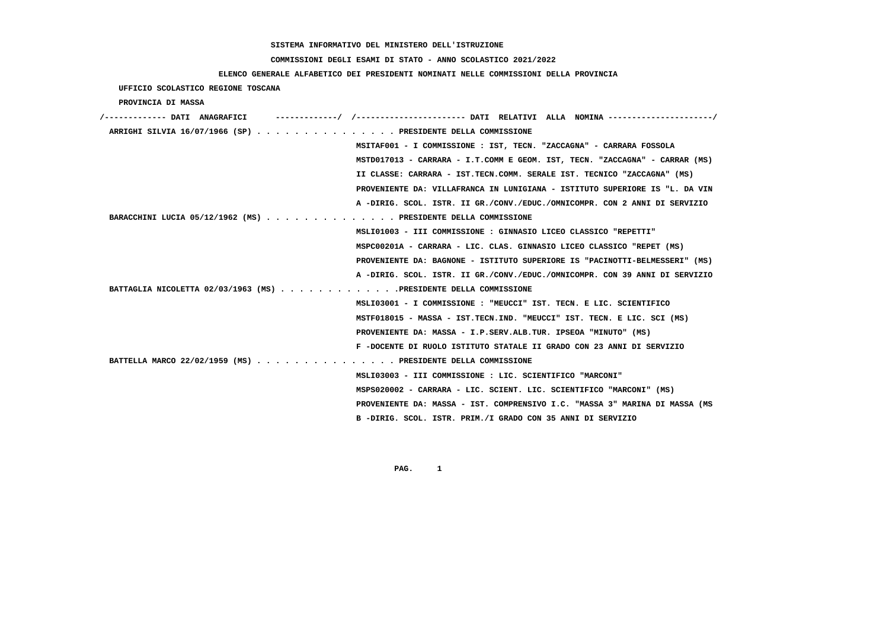**SISTEMA INFORMATIVO DEL MINISTERO DELL'ISTRUZIONE**

**COMMISSIONI DEGLI ESAMI DI STATO - ANNO SCOLASTICO 2021/2022**

**ELENCO GENERALE ALFABETICO DEI PRESIDENTI NOMINATI NELLE COMMISSIONI DELLA PROVINCIA**

**UFFICIO SCOLASTICO REGIONE TOSCANA**

**PROVINCIA DI MASSA**

/------------- DATI ANAGRAFICI -------------/ /---------------------- DATI RELATIVI ALLA NOMINA ---------------------/

**ARRIGHI SILVIA 16/07/1966 (SP) . . . . . . . . . . . . . . . PRESIDENTE DELLA COMMISSIONE**

MSITAF001 - I COMMISSIONE : IST, TECN. "ZACCAGNA" - CARRARA FOSSOLA
MSTD017013 - CARRARA - I.T.COMM E GEOM. IST, TECN. "ZACCAGNA" - CARRAR (MS)
II CLASSE: CARRARA - IST.TECN.COMM. SERALE IST. TECNICO "ZACCAGNA" (MS)
PROVENIENTE DA: VILLAFRANCA IN LUNIGIANA - ISTITUTO SUPERIORE IS "L. DA VIN
A -DIRIG. SCOL. ISTR. II GR./CONV./EDUC./OMNICOMPR. CON 2 ANNI DI SERVIZIO

**BARACCHINI LUCIA 05/12/1962 (MS) . . . . . . . . . . . . . . PRESIDENTE DELLA COMMISSIONE**

MSLI01003 - III COMMISSIONE : GINNASIO LICEO CLASSICO "REPETTI"
MSPC00201A - CARRARA - LIC. CLAS. GINNASIO LICEO CLASSICO "REPET (MS)
PROVENIENTE DA: BAGNONE - ISTITUTO SUPERIORE IS "PACINOTTI-BELMESSERI" (MS)
A -DIRIG. SCOL. ISTR. II GR./CONV./EDUC./OMNICOMPR. CON 39 ANNI DI SERVIZIO

**BATTAGLIA NICOLETTA 02/03/1963 (MS) . . . . . . . . . . . . .PRESIDENTE DELLA COMMISSIONE**

MSLI03001 - I COMMISSIONE : "MEUCCI" IST. TECN. E LIC. SCIENTIFICO
MSTF018015 - MASSA - IST.TECN.IND. "MEUCCI" IST. TECN. E LIC. SCI (MS)
PROVENIENTE DA: MASSA - I.P.SERV.ALB.TUR. IPSEOA "MINUTO" (MS)
F -DOCENTE DI RUOLO ISTITUTO STATALE II GRADO CON 23 ANNI DI SERVIZIO

**BATTELLA MARCO 22/02/1959 (MS) . . . . . . . . . . . . . . . PRESIDENTE DELLA COMMISSIONE**

MSLI03003 - III COMMISSIONE : LIC. SCIENTIFICO "MARCONI"
MSPS020002 - CARRARA - LIC. SCIENT. LIC. SCIENTIFICO "MARCONI" (MS)
PROVENIENTE DA: MASSA - IST. COMPRENSIVO I.C. "MASSA 3" MARINA DI MASSA (MS
B -DIRIG. SCOL. ISTR. PRIM./I GRADO CON 35 ANNI DI SERVIZIO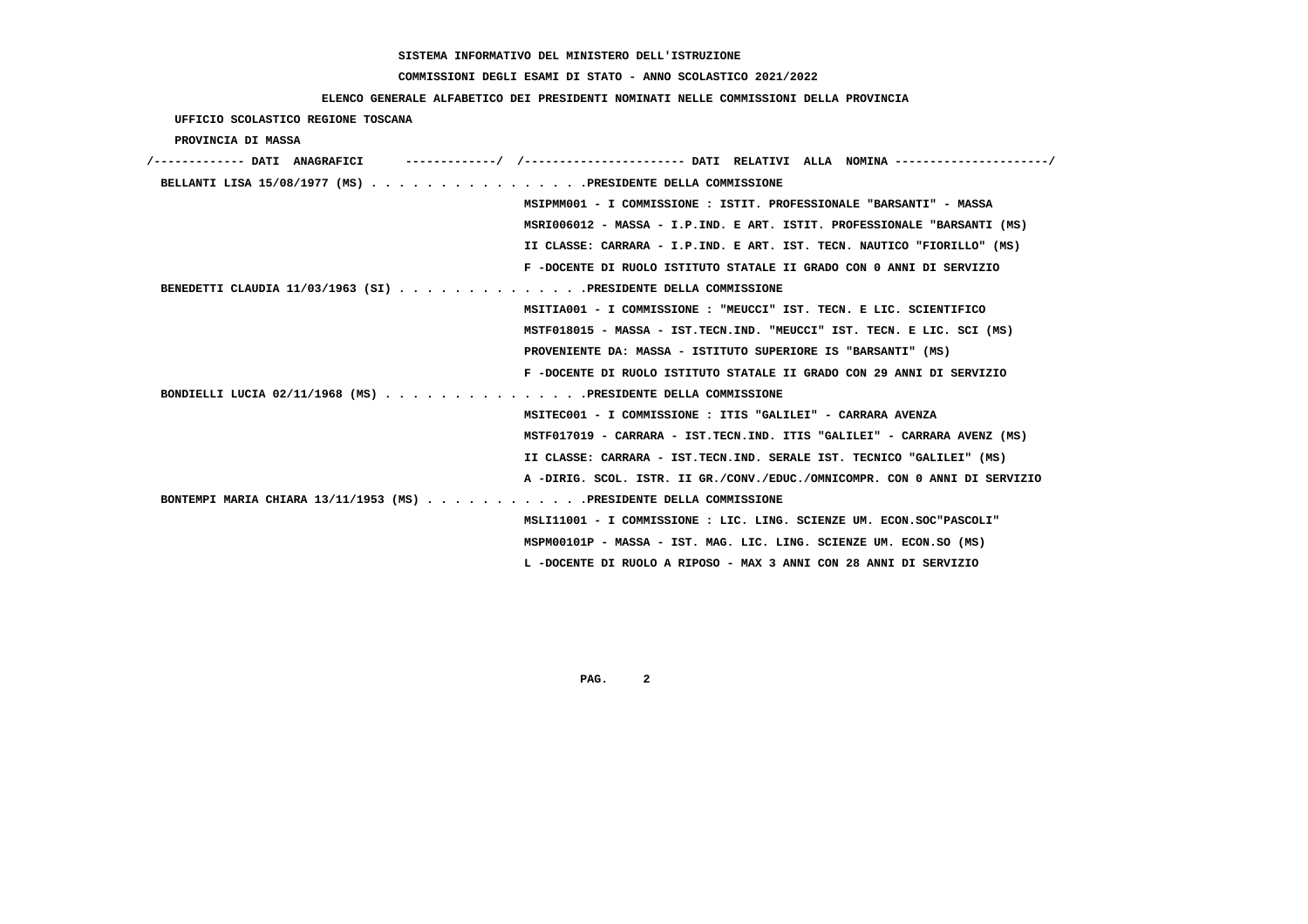SISTEMA INFORMATIVO DEL MINISTERO DELL'ISTRUZIONE

COMMISSIONI DEGLI ESAMI DI STATO - ANNO SCOLASTICO 2021/2022

ELENCO GENERALE ALFABETICO DEI PRESIDENTI NOMINATI NELLE COMMISSIONI DELLA PROVINCIA

UFFICIO SCOLASTICO REGIONE TOSCANA

PROVINCIA DI MASSA

/------------- DATI ANAGRAFICI -------------/ /---------------------- DATI RELATIVI ALLA NOMINA ---------------------/

BELLANTI LISA 15/08/1977 (MS) . . . . . . . . . . . . . . . .PRESIDENTE DELLA COMMISSIONE
MSIPMM001 - I COMMISSIONE : ISTIT. PROFESSIONALE "BARSANTI" - MASSA
MSRI006012 - MASSA - I.P.IND. E ART. ISTIT. PROFESSIONALE "BARSANTI (MS)
II CLASSE: CARRARA - I.P.IND. E ART. IST. TECN. NAUTICO "FIORILLO" (MS)
F -DOCENTE DI RUOLO ISTITUTO STATALE II GRADO CON 0 ANNI DI SERVIZIO

BENEDETTI CLAUDIA 11/03/1963 (SI) . . . . . . . . . . . . . .PRESIDENTE DELLA COMMISSIONE
MSITIA001 - I COMMISSIONE : "MEUCCI" IST. TECN. E LIC. SCIENTIFICO
MSTF018015 - MASSA - IST.TECN.IND. "MEUCCI" IST. TECN. E LIC. SCI (MS)
PROVENIENTE DA: MASSA - ISTITUTO SUPERIORE IS "BARSANTI" (MS)
F -DOCENTE DI RUOLO ISTITUTO STATALE II GRADO CON 29 ANNI DI SERVIZIO

BONDIELLI LUCIA 02/11/1968 (MS) . . . . . . . . . . . . . . .PRESIDENTE DELLA COMMISSIONE
MSITEC001 - I COMMISSIONE : ITIS "GALILEI" - CARRARA AVENZA
MSTF017019 - CARRARA - IST.TECN.IND. ITIS "GALILEI" - CARRARA AVENZ (MS)
II CLASSE: CARRARA - IST.TECN.IND. SERALE IST. TECNICO "GALILEI" (MS)
A -DIRIG. SCOL. ISTR. II GR./CONV./EDUC./OMNICOMPR. CON 0 ANNI DI SERVIZIO

BONTEMPI MARIA CHIARA 13/11/1953 (MS) . . . . . . . . . . . .PRESIDENTE DELLA COMMISSIONE
MSLI11001 - I COMMISSIONE : LIC. LING. SCIENZE UM. ECON.SOC"PASCOLI"
MSPM00101P - MASSA - IST. MAG. LIC. LING. SCIENZE UM. ECON.SO (MS)
L -DOCENTE DI RUOLO A RIPOSO - MAX 3 ANNI CON 28 ANNI DI SERVIZIO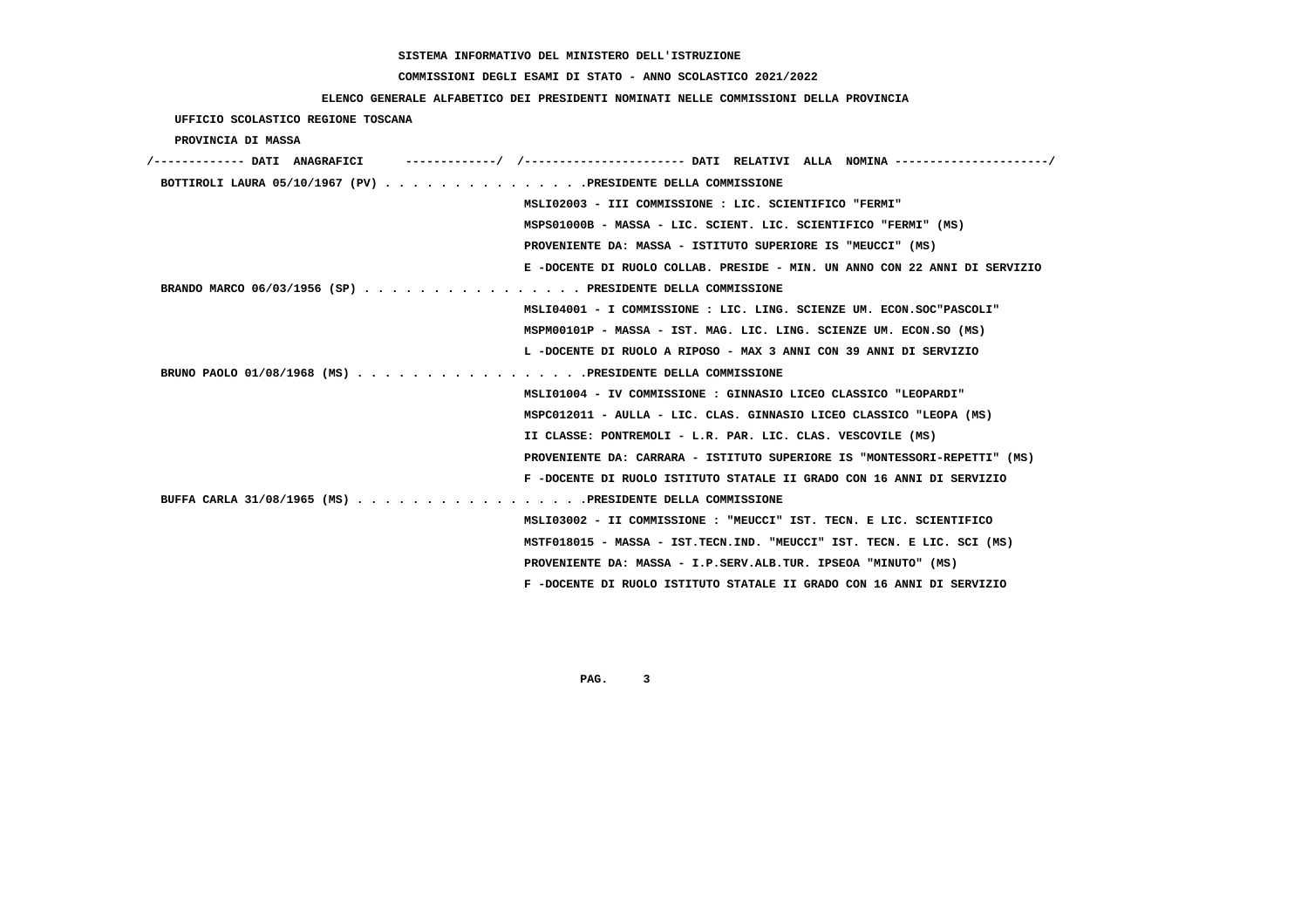SISTEMA INFORMATIVO DEL MINISTERO DELL'ISTRUZIONE

COMMISSIONI DEGLI ESAMI DI STATO - ANNO SCOLASTICO 2021/2022

ELENCO GENERALE ALFABETICO DEI PRESIDENTI NOMINATI NELLE COMMISSIONI DELLA PROVINCIA

UFFICIO SCOLASTICO REGIONE TOSCANA

PROVINCIA DI MASSA

| DATI ANAGRAFICI | DATI RELATIVI ALLA NOMINA |
|---|---|
| BOTTIROLI LAURA 05/10/1967 (PV) . . . . . . . . . . . . . . . .PRESIDENTE DELLA COMMISSIONE | |
| | MSLI02003 - III COMMISSIONE : LIC. SCIENTIFICO "FERMI" |
| | MSPS01000B - MASSA - LIC. SCIENT. LIC. SCIENTIFICO "FERMI" (MS) |
| | PROVENIENTE DA: MASSA - ISTITUTO SUPERIORE IS "MEUCCI" (MS) |
| | E -DOCENTE DI RUOLO COLLAB. PRESIDE - MIN. UN ANNO CON 22 ANNI DI SERVIZIO |
| BRANDO MARCO 06/03/1956 (SP) . . . . . . . . . . . . . . . . PRESIDENTE DELLA COMMISSIONE | |
| | MSLI04001 - I COMMISSIONE : LIC. LING. SCIENZE UM. ECON.SOC"PASCOLI" |
| | MSPM00101P - MASSA - IST. MAG. LIC. LING. SCIENZE UM. ECON.SO (MS) |
| | L -DOCENTE DI RUOLO A RIPOSO - MAX 3 ANNI CON 39 ANNI DI SERVIZIO |
| BRUNO PAOLO 01/08/1968 (MS) . . . . . . . . . . . . . . . . .PRESIDENTE DELLA COMMISSIONE | |
| | MSLI01004 - IV COMMISSIONE : GINNASIO LICEO CLASSICO "LEOPARDI" |
| | MSPC012011 - AULLA - LIC. CLAS. GINNASIO LICEO CLASSICO "LEOPA (MS) |
| | II CLASSE: PONTREMOLI - L.R. PAR. LIC. CLAS. VESCOVILE (MS) |
| | PROVENIENTE DA: CARRARA - ISTITUTO SUPERIORE IS "MONTESSORI-REPETTI" (MS) |
| | F -DOCENTE DI RUOLO ISTITUTO STATALE II GRADO CON 16 ANNI DI SERVIZIO |
| BUFFA CARLA 31/08/1965 (MS) . . . . . . . . . . . . . . . . .PRESIDENTE DELLA COMMISSIONE | |
| | MSLI03002 - II COMMISSIONE : "MEUCCI" IST. TECN. E LIC. SCIENTIFICO |
| | MSTF018015 - MASSA - IST.TECN.IND. "MEUCCI" IST. TECN. E LIC. SCI (MS) |
| | PROVENIENTE DA: MASSA - I.P.SERV.ALB.TUR. IPSEOA "MINUTO" (MS) |
| | F -DOCENTE DI RUOLO ISTITUTO STATALE II GRADO CON 16 ANNI DI SERVIZIO |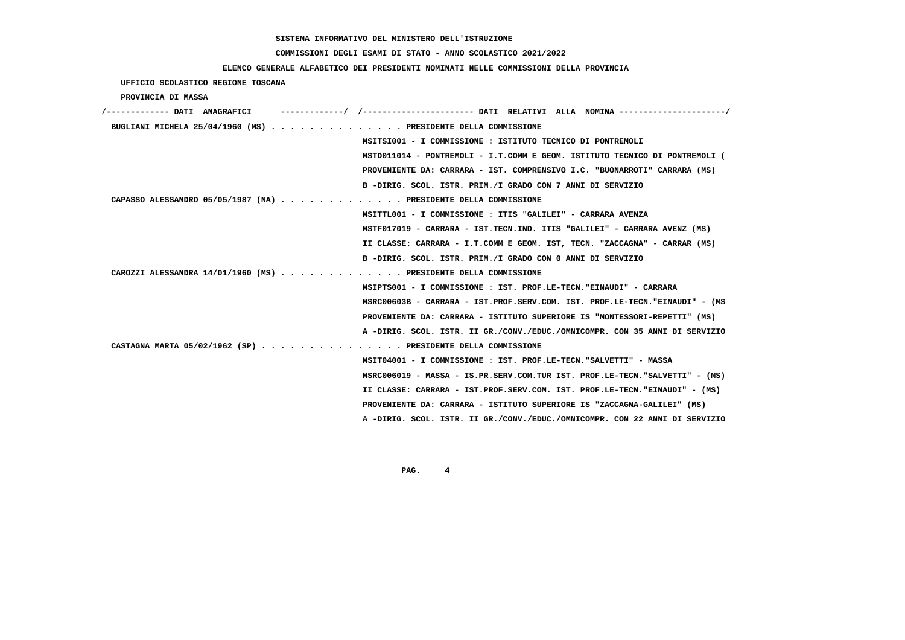SISTEMA INFORMATIVO DEL MINISTERO DELL'ISTRUZIONE

COMMISSIONI DEGLI ESAMI DI STATO - ANNO SCOLASTICO 2021/2022

ELENCO GENERALE ALFABETICO DEI PRESIDENTI NOMINATI NELLE COMMISSIONI DELLA PROVINCIA

UFFICIO SCOLASTICO REGIONE TOSCANA

PROVINCIA DI MASSA

/------------- DATI ANAGRAFICI -------------/ /---------------------- DATI RELATIVI ALLA NOMINA ---------------------/

BUGLIANI MICHELA 25/04/1960 (MS) . . . . . . . . . . . . . . PRESIDENTE DELLA COMMISSIONE

MSITSI001 - I COMMISSIONE : ISTITUTO TECNICO DI PONTREMOLI

MSTD011014 - PONTREMOLI - I.T.COMM E GEOM. ISTITUTO TECNICO DI PONTREMOLI (

PROVENIENTE DA: CARRARA - IST. COMPRENSIVO I.C. "BUONARROTI" CARRARA (MS)

B -DIRIG. SCOL. ISTR. PRIM./I GRADO CON 7 ANNI DI SERVIZIO

CAPASSO ALESSANDRO 05/05/1987 (NA) . . . . . . . . . . . . . PRESIDENTE DELLA COMMISSIONE

MSITTL001 - I COMMISSIONE : ITIS "GALILEI" - CARRARA AVENZA

MSTF017019 - CARRARA - IST.TECN.IND. ITIS "GALILEI" - CARRARA AVENZ (MS)

II CLASSE: CARRARA - I.T.COMM E GEOM. IST, TECN. "ZACCAGNA" - CARRAR (MS)

B -DIRIG. SCOL. ISTR. PRIM./I GRADO CON 0 ANNI DI SERVIZIO

CAROZZI ALESSANDRA 14/01/1960 (MS) . . . . . . . . . . . . PRESIDENTE DELLA COMMISSIONE

MSIPTS001 - I COMMISSIONE : IST. PROF.LE-TECN."EINAUDI" - CARRARA

MSRC00603B - CARRARA - IST.PROF.SERV.COM. IST. PROF.LE-TECN."EINAUDI" - (MS

PROVENIENTE DA: CARRARA - ISTITUTO SUPERIORE IS "MONTESSORI-REPETTI" (MS)

A -DIRIG. SCOL. ISTR. II GR./CONV./EDUC./OMNICOMPR. CON 35 ANNI DI SERVIZIO

CASTAGNA MARTA 05/02/1962 (SP) . . . . . . . . . . . . . . PRESIDENTE DELLA COMMISSIONE

MSIT04001 - I COMMISSIONE : IST. PROF.LE-TECN."SALVETTI" - MASSA

MSRC006019 - MASSA - IS.PR.SERV.COM.TUR IST. PROF.LE-TECN."SALVETTI" - (MS)

II CLASSE: CARRARA - IST.PROF.SERV.COM. IST. PROF.LE-TECN."EINAUDI" - (MS)

PROVENIENTE DA: CARRARA - ISTITUTO SUPERIORE IS "ZACCAGNA-GALILEI" (MS)

A -DIRIG. SCOL. ISTR. II GR./CONV./EDUC./OMNICOMPR. CON 22 ANNI DI SERVIZIO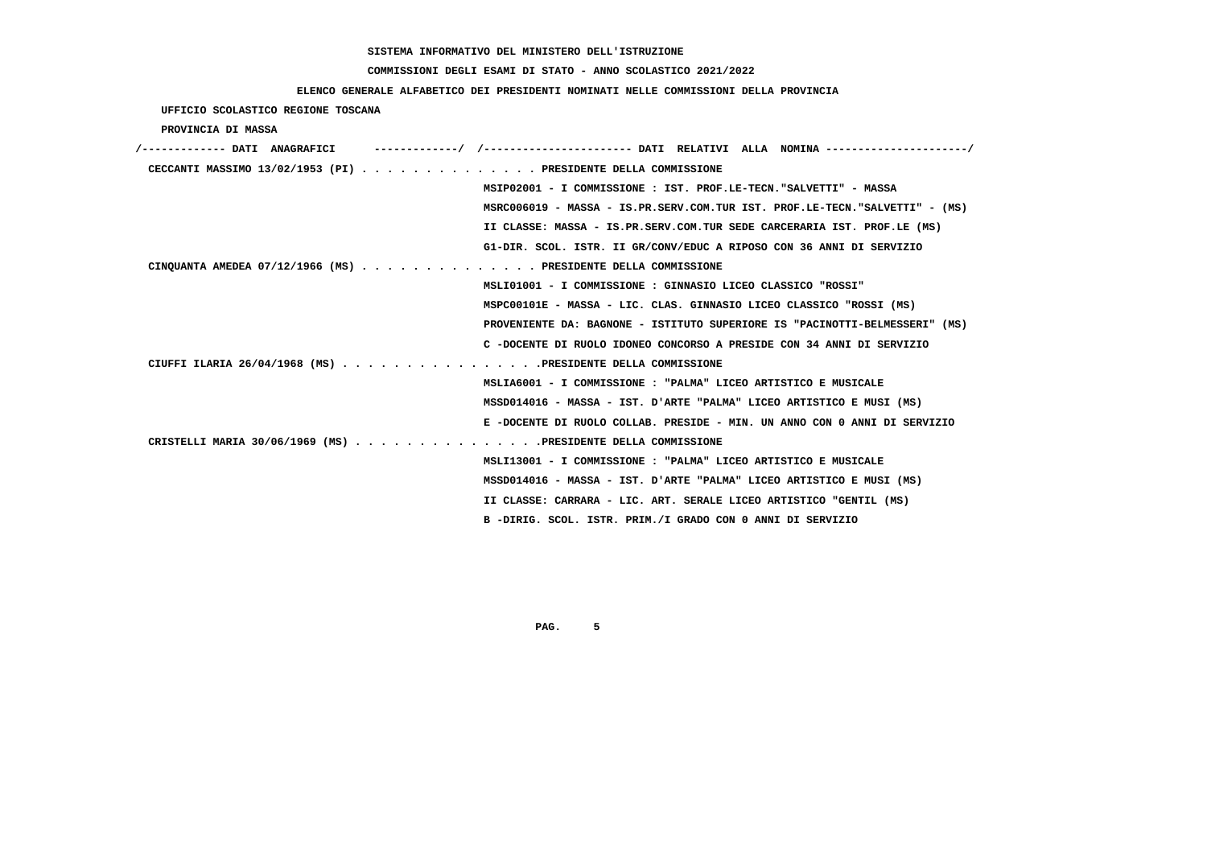SISTEMA INFORMATIVO DEL MINISTERO DELL'ISTRUZIONE

COMMISSIONI DEGLI ESAMI DI STATO - ANNO SCOLASTICO 2021/2022

ELENCO GENERALE ALFABETICO DEI PRESIDENTI NOMINATI NELLE COMMISSIONI DELLA PROVINCIA

UFFICIO SCOLASTICO REGIONE TOSCANA

PROVINCIA DI MASSA

/------------- DATI ANAGRAFICI -------------/ /---------------------- DATI RELATIVI ALLA NOMINA ---------------------/

CECCANTI MASSIMO 13/02/1953 (PI) . . . . . . . . . . . . . . PRESIDENTE DELLA COMMISSIONE

MSIP02001 - I COMMISSIONE : IST. PROF.LE-TECN."SALVETTI" - MASSA

MSRC006019 - MASSA - IS.PR.SERV.COM.TUR IST. PROF.LE-TECN."SALVETTI" - (MS)

II CLASSE: MASSA - IS.PR.SERV.COM.TUR SEDE CARCERARIA IST. PROF.LE (MS)

G1-DIR. SCOL. ISTR. II GR/CONV/EDUC A RIPOSO CON 36 ANNI DI SERVIZIO

CINQUANTA AMEDEA 07/12/1966 (MS) . . . . . . . . . . . . . . PRESIDENTE DELLA COMMISSIONE

MSLI01001 - I COMMISSIONE : GINNASIO LICEO CLASSICO "ROSSI"

MSPC00101E - MASSA - LIC. CLAS. GINNASIO LICEO CLASSICO "ROSSI (MS)

PROVENIENTE DA: BAGNONE - ISTITUTO SUPERIORE IS "PACINOTTI-BELMESSERI" (MS)

C -DOCENTE DI RUOLO IDONEO CONCORSO A PRESIDE CON 34 ANNI DI SERVIZIO

CIUFFI ILARIA 26/04/1968 (MS) . . . . . . . . . . . . . . .PRESIDENTE DELLA COMMISSIONE

MSLIA6001 - I COMMISSIONE : "PALMA" LICEO ARTISTICO E MUSICALE

MSSD014016 - MASSA - IST. D'ARTE "PALMA" LICEO ARTISTICO E MUSI (MS)

E -DOCENTE DI RUOLO COLLAB. PRESIDE - MIN. UN ANNO CON 0 ANNI DI SERVIZIO

CRISTELLI MARIA 30/06/1969 (MS) . . . . . . . . . . . . . . .PRESIDENTE DELLA COMMISSIONE

MSLI13001 - I COMMISSIONE : "PALMA" LICEO ARTISTICO E MUSICALE

MSSD014016 - MASSA - IST. D'ARTE "PALMA" LICEO ARTISTICO E MUSI (MS)

II CLASSE: CARRARA - LIC. ART. SERALE LICEO ARTISTICO "GENTIL (MS)

B -DIRIG. SCOL. ISTR. PRIM./I GRADO CON 0 ANNI DI SERVIZIO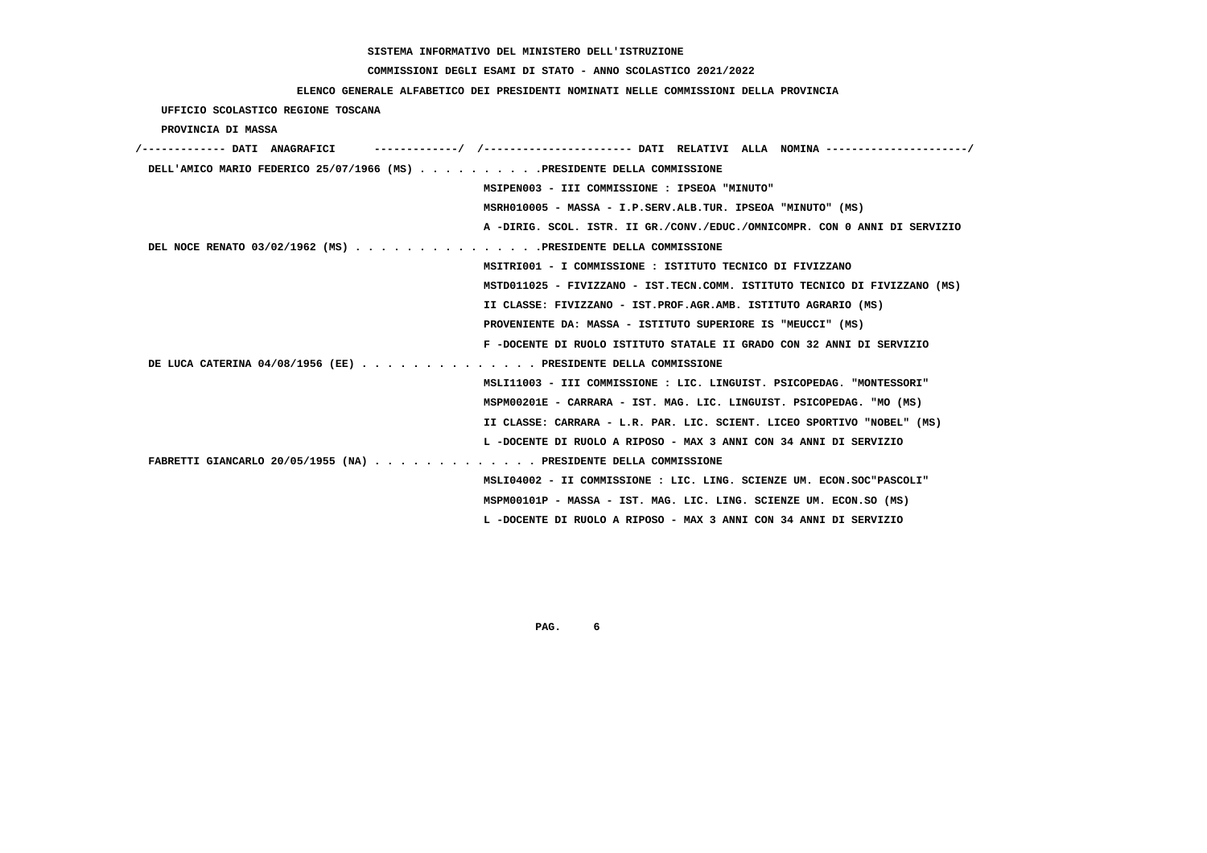**SISTEMA INFORMATIVO DEL MINISTERO DELL'ISTRUZIONE**

**COMMISSIONI DEGLI ESAMI DI STATO - ANNO SCOLASTICO 2021/2022**

**ELENCO GENERALE ALFABETICO DEI PRESIDENTI NOMINATI NELLE COMMISSIONI DELLA PROVINCIA**

**UFFICIO SCOLASTICO REGIONE TOSCANA**

**PROVINCIA DI MASSA**

| DATI ANAGRAFICI | DATI RELATIVI ALLA NOMINA |
|---|---|
| DELL'AMICO MARIO FEDERICO 25/07/1966 (MS) | PRESIDENTE DELLA COMMISSIONE |
| | MSIPEN003 - III COMMISSIONE : IPSEOA "MINUTO" |
| | MSRH010005 - MASSA - I.P.SERV.ALB.TUR. IPSEOA "MINUTO" (MS) |
| | A -DIRIG. SCOL. ISTR. II GR./CONV./EDUC./OMNICOMPR. CON 0 ANNI DI SERVIZIO |
| DEL NOCE RENATO 03/02/1962 (MS) | PRESIDENTE DELLA COMMISSIONE |
| | MSITRI001 - I COMMISSIONE : ISTITUTO TECNICO DI FIVIZZANO |
| | MSTD011025 - FIVIZZANO - IST.TECN.COMM. ISTITUTO TECNICO DI FIVIZZANO (MS) |
| | II CLASSE: FIVIZZANO - IST.PROF.AGR.AMB. ISTITUTO AGRARIO (MS) |
| | PROVENIENTE DA: MASSA - ISTITUTO SUPERIORE IS "MEUCCI" (MS) |
| | F -DOCENTE DI RUOLO ISTITUTO STATALE II GRADO CON 32 ANNI DI SERVIZIO |
| DE LUCA CATERINA 04/08/1956 (EE) | PRESIDENTE DELLA COMMISSIONE |
| | MSLI11003 - III COMMISSIONE : LIC. LINGUIST. PSICOPEDAG. "MONTESSORI" |
| | MSPM00201E - CARRARA - IST. MAG. LIC. LINGUIST. PSICOPEDAG. "MO (MS) |
| | II CLASSE: CARRARA - L.R. PAR. LIC. SCIENT. LICEO SPORTIVO "NOBEL" (MS) |
| | L -DOCENTE DI RUOLO A RIPOSO - MAX 3 ANNI CON 34 ANNI DI SERVIZIO |
| FABRETTI GIANCARLO 20/05/1955 (NA) | PRESIDENTE DELLA COMMISSIONE |
| | MSLI04002 - II COMMISSIONE : LIC. LING. SCIENZE UM. ECON.SOC"PASCOLI" |
| | MSPM00101P - MASSA - IST. MAG. LIC. LING. SCIENZE UM. ECON.SO (MS) |
| | L -DOCENTE DI RUOLO A RIPOSO - MAX 3 ANNI CON 34 ANNI DI SERVIZIO |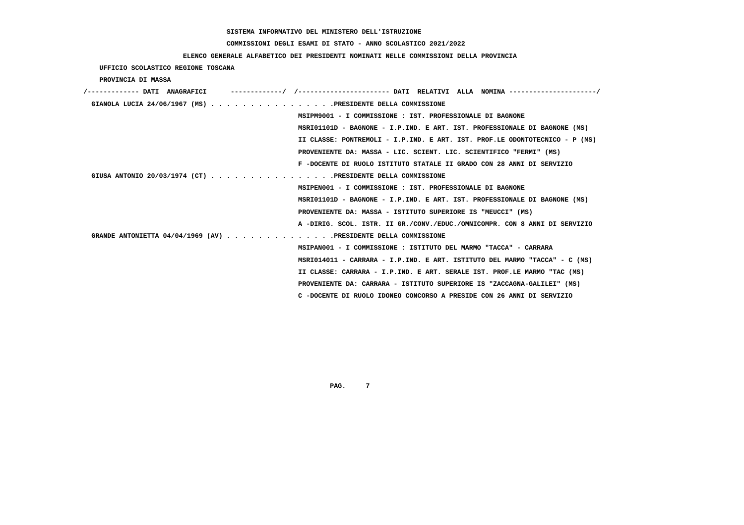SISTEMA INFORMATIVO DEL MINISTERO DELL'ISTRUZIONE

COMMISSIONI DEGLI ESAMI DI STATO - ANNO SCOLASTICO 2021/2022

ELENCO GENERALE ALFABETICO DEI PRESIDENTI NOMINATI NELLE COMMISSIONI DELLA PROVINCIA

UFFICIO SCOLASTICO REGIONE TOSCANA

PROVINCIA DI MASSA

/------------- DATI ANAGRAFICI -------------/ /---------------------- DATI RELATIVI ALLA NOMINA ---------------------/

GIANOLA LUCIA 24/06/1967 (MS) . . . . . . . . . . . . . . . .PRESIDENTE DELLA COMMISSIONE

MSIPM9001 - I COMMISSIONE : IST. PROFESSIONALE DI BAGNONE

MSRI01101D - BAGNONE - I.P.IND. E ART. IST. PROFESSIONALE DI BAGNONE (MS)

II CLASSE: PONTREMOLI - I.P.IND. E ART. IST. PROF.LE ODONTOTECNICO - P (MS)

PROVENIENTE DA: MASSA - LIC. SCIENT. LIC. SCIENTIFICO "FERMI" (MS)

F -DOCENTE DI RUOLO ISTITUTO STATALE II GRADO CON 28 ANNI DI SERVIZIO

GIUSA ANTONIO 20/03/1974 (CT) . . . . . . . . . . . . . . . .PRESIDENTE DELLA COMMISSIONE

MSIPEN001 - I COMMISSIONE : IST. PROFESSIONALE DI BAGNONE

MSRI01101D - BAGNONE - I.P.IND. E ART. IST. PROFESSIONALE DI BAGNONE (MS)

PROVENIENTE DA: MASSA - ISTITUTO SUPERIORE IS "MEUCCI" (MS)

A -DIRIG. SCOL. ISTR. II GR./CONV./EDUC./OMNICOMPR. CON 8 ANNI DI SERVIZIO

GRANDE ANTONIETTA 04/04/1969 (AV) . . . . . . . . . . . . . .PRESIDENTE DELLA COMMISSIONE

MSIPAN001 - I COMMISSIONE : ISTITUTO DEL MARMO "TACCA" - CARRARA

MSRI014011 - CARRARA - I.P.IND. E ART. ISTITUTO DEL MARMO "TACCA" - C (MS)

II CLASSE: CARRARA - I.P.IND. E ART. SERALE IST. PROF.LE MARMO "TAC (MS)

PROVENIENTE DA: CARRARA - ISTITUTO SUPERIORE IS "ZACCAGNA-GALILEI" (MS)

C -DOCENTE DI RUOLO IDONEO CONCORSO A PRESIDE CON 26 ANNI DI SERVIZIO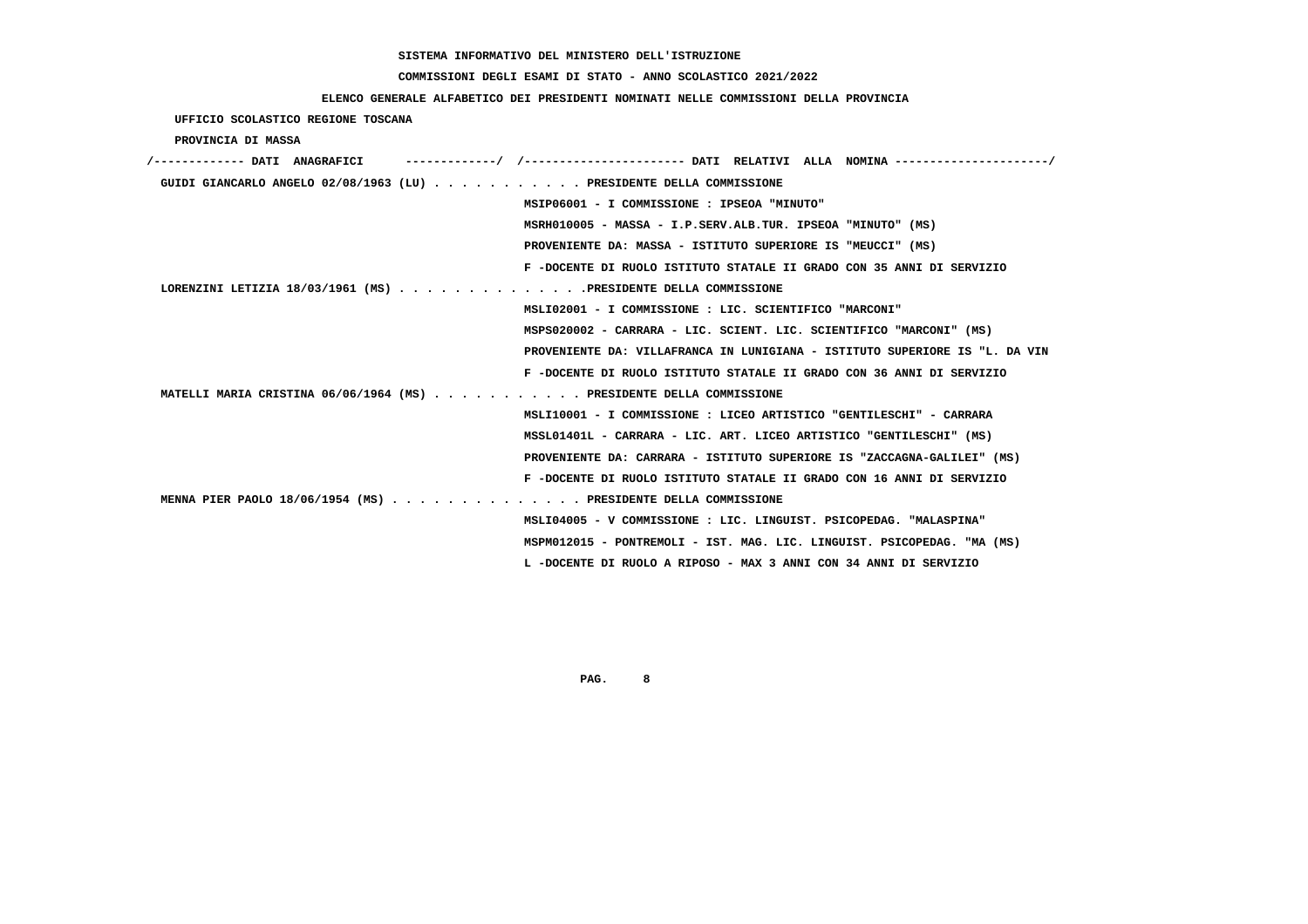SISTEMA INFORMATIVO DEL MINISTERO DELL'ISTRUZIONE

COMMISSIONI DEGLI ESAMI DI STATO - ANNO SCOLASTICO 2021/2022

ELENCO GENERALE ALFABETICO DEI PRESIDENTI NOMINATI NELLE COMMISSIONI DELLA PROVINCIA

UFFICIO SCOLASTICO REGIONE TOSCANA

PROVINCIA DI MASSA

/------------- DATI ANAGRAFICI -------------/ /---------------------- DATI RELATIVI ALLA NOMINA ---------------------/

GUIDI GIANCARLO ANGELO 02/08/1963 (LU) . . . . . . . . . . . PRESIDENTE DELLA COMMISSIONE

MSIP06001 - I COMMISSIONE : IPSEOA "MINUTO"

MSRH010005 - MASSA - I.P.SERV.ALB.TUR. IPSEOA "MINUTO" (MS)

PROVENIENTE DA: MASSA - ISTITUTO SUPERIORE IS "MEUCCI" (MS)

F -DOCENTE DI RUOLO ISTITUTO STATALE II GRADO CON 35 ANNI DI SERVIZIO

LORENZINI LETIZIA 18/03/1961 (MS) . . . . . . . . . . . . . .PRESIDENTE DELLA COMMISSIONE

MSLI02001 - I COMMISSIONE : LIC. SCIENTIFICO "MARCONI"

MSPS020002 - CARRARA - LIC. SCIENT. LIC. SCIENTIFICO "MARCONI" (MS)

PROVENIENTE DA: VILLAFRANCA IN LUNIGIANA - ISTITUTO SUPERIORE IS "L. DA VIN

F -DOCENTE DI RUOLO ISTITUTO STATALE II GRADO CON 36 ANNI DI SERVIZIO

MATELLI MARIA CRISTINA 06/06/1964 (MS) . . . . . . . . . . . PRESIDENTE DELLA COMMISSIONE

MSLI10001 - I COMMISSIONE : LICEO ARTISTICO "GENTILESCHI" - CARRARA

MSSL01401L - CARRARA - LIC. ART. LICEO ARTISTICO "GENTILESCHI" (MS)

PROVENIENTE DA: CARRARA - ISTITUTO SUPERIORE IS "ZACCAGNA-GALILEI" (MS)

F -DOCENTE DI RUOLO ISTITUTO STATALE II GRADO CON 16 ANNI DI SERVIZIO

MENNA PIER PAOLO 18/06/1954 (MS) . . . . . . . . . . . . . . PRESIDENTE DELLA COMMISSIONE

MSLI04005 - V COMMISSIONE : LIC. LINGUIST. PSICOPEDAG. "MALASPINA"

MSPM012015 - PONTREMOLI - IST. MAG. LIC. LINGUIST. PSICOPEDAG. "MA (MS)

L -DOCENTE DI RUOLO A RIPOSO - MAX 3 ANNI CON 34 ANNI DI SERVIZIO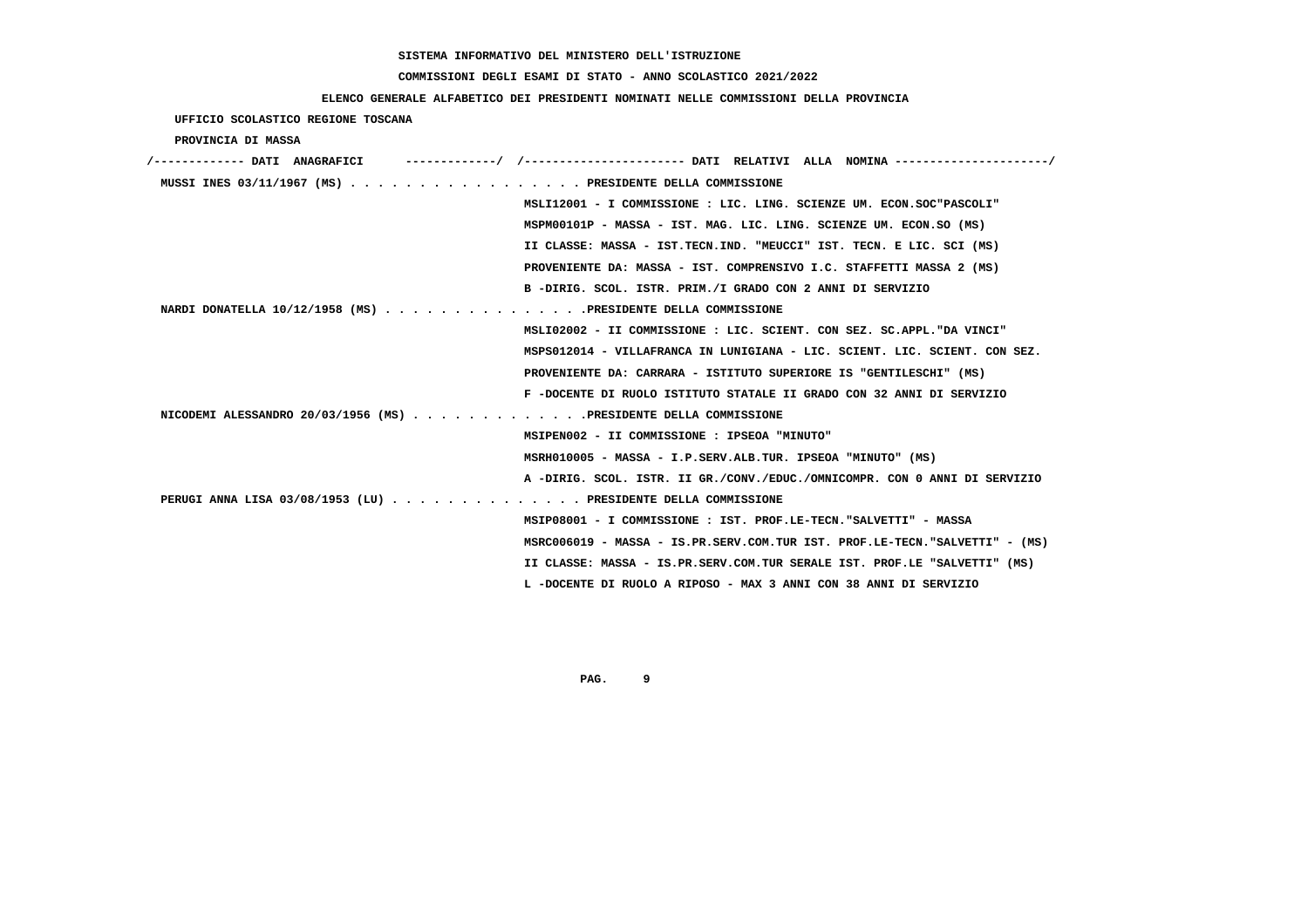SISTEMA INFORMATIVO DEL MINISTERO DELL'ISTRUZIONE

COMMISSIONI DEGLI ESAMI DI STATO - ANNO SCOLASTICO 2021/2022

ELENCO GENERALE ALFABETICO DEI PRESIDENTI NOMINATI NELLE COMMISSIONI DELLA PROVINCIA

UFFICIO SCOLASTICO REGIONE TOSCANA

PROVINCIA DI MASSA

/------------- DATI ANAGRAFICI -------------/ /---------------------- DATI RELATIVI ALLA NOMINA ---------------------/

**MUSSI INES 03/11/1967 (MS)** . . . . . . . . . . . . . . . . . PRESIDENTE DELLA COMMISSIONE

MSLI12001 - I COMMISSIONE : LIC. LING. SCIENZE UM. ECON.SOC"PASCOLI"
MSPM00101P - MASSA - IST. MAG. LIC. LING. SCIENZE UM. ECON.SO (MS)
II CLASSE: MASSA - IST.TECN.IND. "MEUCCI" IST. TECN. E LIC. SCI (MS)
PROVENIENTE DA: MASSA - IST. COMPRENSIVO I.C. STAFFETTI MASSA 2 (MS)
B -DIRIG. SCOL. ISTR. PRIM./I GRADO CON 2 ANNI DI SERVIZIO

**NARDI DONATELLA 10/12/1958 (MS)** . . . . . . . . . . . . . . .PRESIDENTE DELLA COMMISSIONE

MSLI02002 - II COMMISSIONE : LIC. SCIENT. CON SEZ. SC.APPL."DA VINCI"
MSPS012014 - VILLAFRANCA IN LUNIGIANA - LIC. SCIENT. LIC. SCIENT. CON SEZ.
PROVENIENTE DA: CARRARA - ISTITUTO SUPERIORE IS "GENTILESCHI" (MS)
F -DOCENTE DI RUOLO ISTITUTO STATALE II GRADO CON 32 ANNI DI SERVIZIO

**NICODEMI ALESSANDRO 20/03/1956 (MS)** . . . . . . . . . . . . .PRESIDENTE DELLA COMMISSIONE

MSIPEN002 - II COMMISSIONE : IPSEOA "MINUTO"
MSRH010005 - MASSA - I.P.SERV.ALB.TUR. IPSEOA "MINUTO" (MS)
A -DIRIG. SCOL. ISTR. II GR./CONV./EDUC./OMNICOMPR. CON 0 ANNI DI SERVIZIO

**PERUGI ANNA LISA 03/08/1953 (LU)** . . . . . . . . . . . . . . PRESIDENTE DELLA COMMISSIONE

MSIP08001 - I COMMISSIONE : IST. PROF.LE-TECN."SALVETTI" - MASSA
MSRC006019 - MASSA - IS.PR.SERV.COM.TUR IST. PROF.LE-TECN."SALVETTI" - (MS)
II CLASSE: MASSA - IS.PR.SERV.COM.TUR SERALE IST. PROF.LE "SALVETTI" (MS)
L -DOCENTE DI RUOLO A RIPOSO - MAX 3 ANNI CON 38 ANNI DI SERVIZIO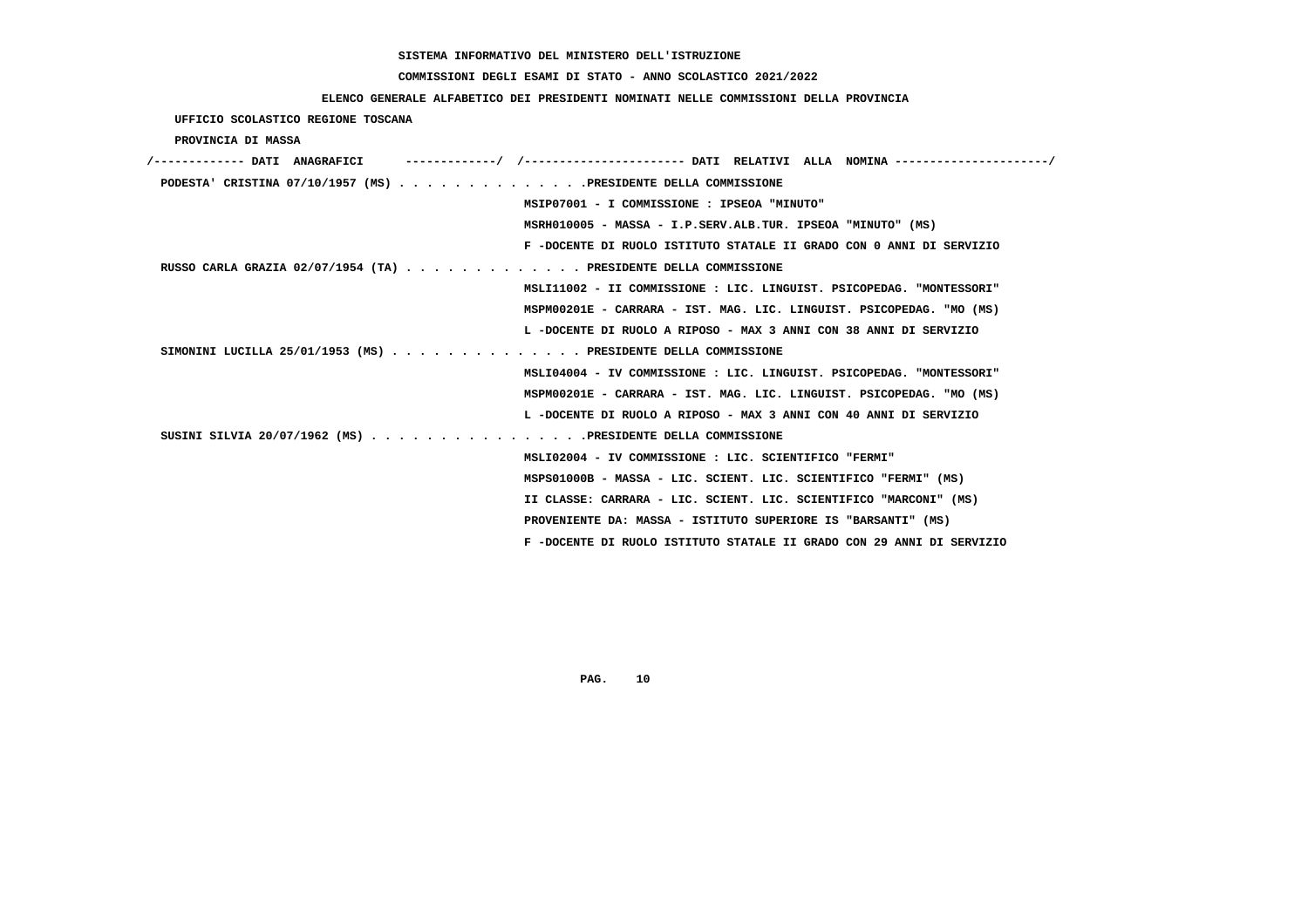SISTEMA INFORMATIVO DEL MINISTERO DELL'ISTRUZIONE

COMMISSIONI DEGLI ESAMI DI STATO - ANNO SCOLASTICO 2021/2022

ELENCO GENERALE ALFABETICO DEI PRESIDENTI NOMINATI NELLE COMMISSIONI DELLA PROVINCIA

UFFICIO SCOLASTICO REGIONE TOSCANA

PROVINCIA DI MASSA

```
/------------- DATI  ANAGRAFICI      -------------/  /---------------------- DATI  RELATIVI  ALLA  NOMINA ---------------------/
 PODESTA' CRISTINA 07/10/1957 (MS) . . . . . . . . . . . . . .PRESIDENTE DELLA COMMISSIONE
                                                   MSIP07001 - I COMMISSIONE : IPSEOA "MINUTO"
                                                   MSRH010005 - MASSA - I.P.SERV.ALB.TUR. IPSEOA "MINUTO" (MS)
                                                   F -DOCENTE DI RUOLO ISTITUTO STATALE II GRADO CON 0 ANNI DI SERVIZIO
 RUSSO CARLA GRAZIA 02/07/1954 (TA) . . . . . . . . . . . . . PRESIDENTE DELLA COMMISSIONE
                                                   MSLI11002 - II COMMISSIONE : LIC. LINGUIST. PSICOPEDAG. "MONTESSORI"
                                                   MSPM00201E - CARRARA - IST. MAG. LIC. LINGUIST. PSICOPEDAG. "MO (MS)
                                                   L -DOCENTE DI RUOLO A RIPOSO - MAX 3 ANNI CON 38 ANNI DI SERVIZIO
 SIMONINI LUCILLA 25/01/1953 (MS) . . . . . . . . . . . . . . PRESIDENTE DELLA COMMISSIONE
                                                   MSLI04004 - IV COMMISSIONE : LIC. LINGUIST. PSICOPEDAG. "MONTESSORI"
                                                   MSPM00201E - CARRARA - IST. MAG. LIC. LINGUIST. PSICOPEDAG. "MO (MS)
                                                   L -DOCENTE DI RUOLO A RIPOSO - MAX 3 ANNI CON 40 ANNI DI SERVIZIO
 SUSINI SILVIA 20/07/1962 (MS) . . . . . . . . . . . . . . . .PRESIDENTE DELLA COMMISSIONE
                                                   MSLI02004 - IV COMMISSIONE : LIC. SCIENTIFICO "FERMI"
                                                   MSPS01000B - MASSA - LIC. SCIENT. LIC. SCIENTIFICO "FERMI" (MS)
                                                   II CLASSE: CARRARA - LIC. SCIENT. LIC. SCIENTIFICO "MARCONI" (MS)
                                                   PROVENIENTE DA: MASSA - ISTITUTO SUPERIORE IS "BARSANTI" (MS)
                                                   F -DOCENTE DI RUOLO ISTITUTO STATALE II GRADO CON 29 ANNI DI SERVIZIO
```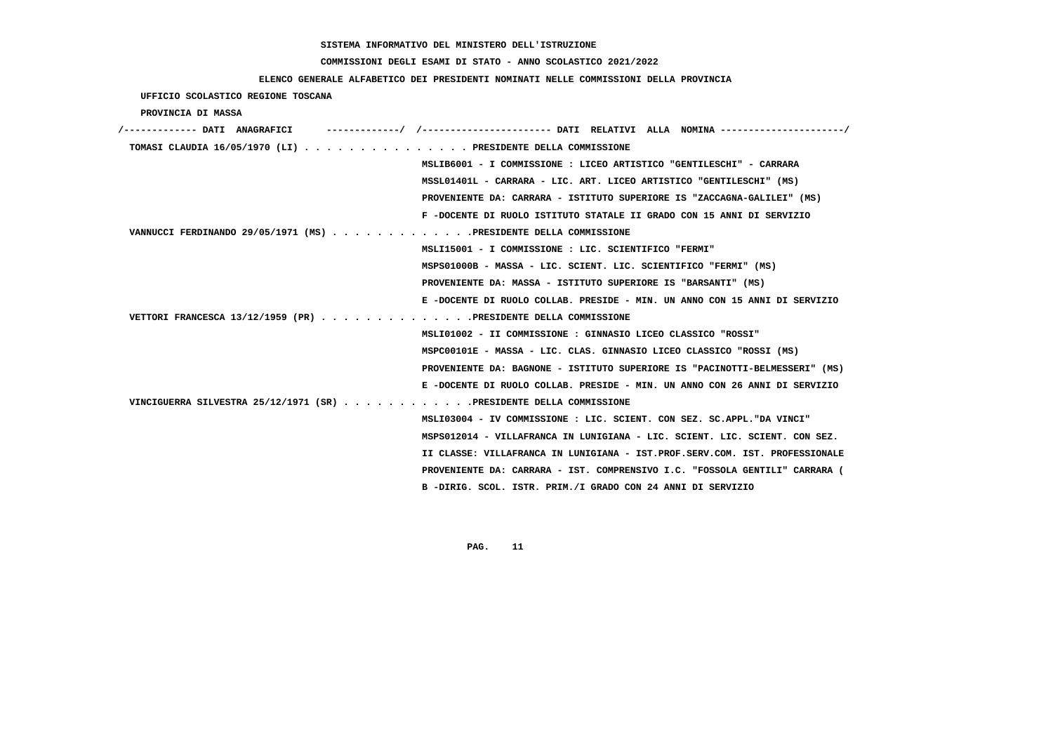SISTEMA INFORMATIVO DEL MINISTERO DELL'ISTRUZIONE

COMMISSIONI DEGLI ESAMI DI STATO - ANNO SCOLASTICO 2021/2022

ELENCO GENERALE ALFABETICO DEI PRESIDENTI NOMINATI NELLE COMMISSIONI DELLA PROVINCIA

UFFICIO SCOLASTICO REGIONE TOSCANA

PROVINCIA DI MASSA

/------------- DATI ANAGRAFICI -------------/ /---------------------- DATI RELATIVI ALLA NOMINA ---------------------/

TOMASI CLAUDIA 16/05/1970 (LI) . . . . . . . . . . . . . . . PRESIDENTE DELLA COMMISSIONE

MSLIB6001 - I COMMISSIONE : LICEO ARTISTICO "GENTILESCHI" - CARRARA

MSSL01401L - CARRARA - LIC. ART. LICEO ARTISTICO "GENTILESCHI" (MS)

PROVENIENTE DA: CARRARA - ISTITUTO SUPERIORE IS "ZACCAGNA-GALILEI" (MS)

F -DOCENTE DI RUOLO ISTITUTO STATALE II GRADO CON 15 ANNI DI SERVIZIO

VANNUCCI FERDINANDO 29/05/1971 (MS) . . . . . . . . . . . . .PRESIDENTE DELLA COMMISSIONE

MSLI15001 - I COMMISSIONE : LIC. SCIENTIFICO "FERMI"

MSPS01000B - MASSA - LIC. SCIENT. LIC. SCIENTIFICO "FERMI" (MS)

PROVENIENTE DA: MASSA - ISTITUTO SUPERIORE IS "BARSANTI" (MS)

E -DOCENTE DI RUOLO COLLAB. PRESIDE - MIN. UN ANNO CON 15 ANNI DI SERVIZIO

VETTORI FRANCESCA 13/12/1959 (PR) . . . . . . . . . . . . .PRESIDENTE DELLA COMMISSIONE

MSLI01002 - II COMMISSIONE : GINNASIO LICEO CLASSICO "ROSSI"

MSPC00101E - MASSA - LIC. CLAS. GINNASIO LICEO CLASSICO "ROSSI (MS)

PROVENIENTE DA: BAGNONE - ISTITUTO SUPERIORE IS "PACINOTTI-BELMESSERI" (MS)

E -DOCENTE DI RUOLO COLLAB. PRESIDE - MIN. UN ANNO CON 26 ANNI DI SERVIZIO

VINCIGUERRA SILVESTRA 25/12/1971 (SR) . . . . . . . . . . .PRESIDENTE DELLA COMMISSIONE

MSLI03004 - IV COMMISSIONE : LIC. SCIENT. CON SEZ. SC.APPL."DA VINCI"

MSPS012014 - VILLAFRANCA IN LUNIGIANA - LIC. SCIENT. LIC. SCIENT. CON SEZ.

II CLASSE: VILLAFRANCA IN LUNIGIANA - IST.PROF.SERV.COM. IST. PROFESSIONALE

PROVENIENTE DA: CARRARA - IST. COMPRENSIVO I.C. "FOSSOLA GENTILI" CARRARA (

B -DIRIG. SCOL. ISTR. PRIM./I GRADO CON 24 ANNI DI SERVIZIO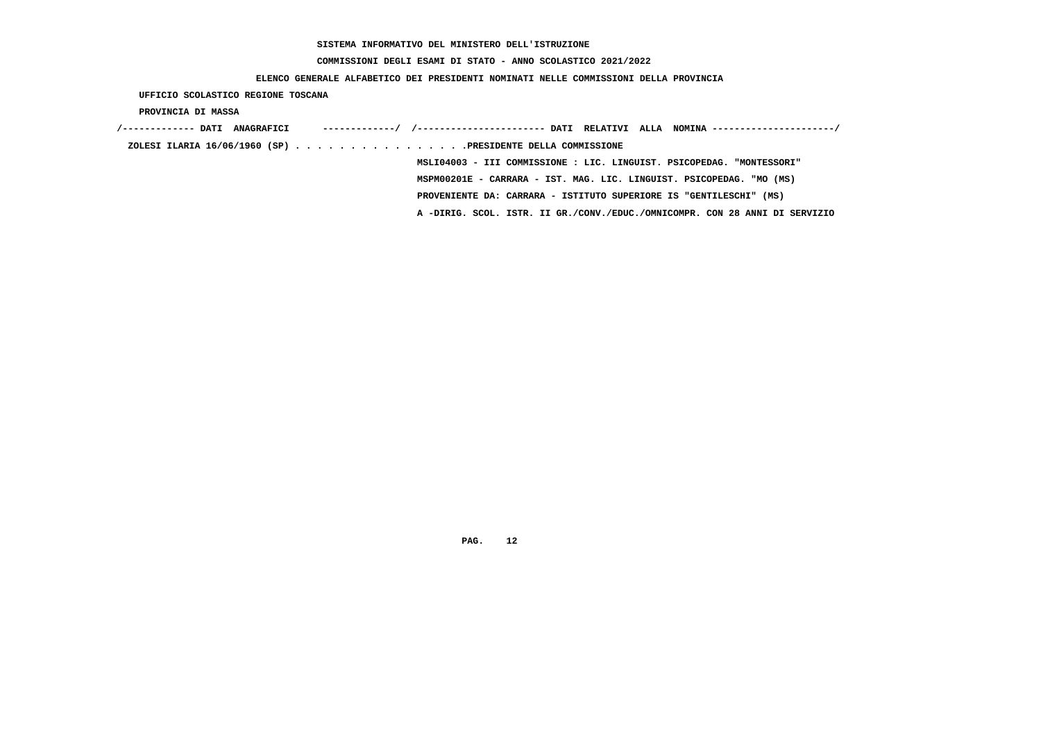SISTEMA INFORMATIVO DEL MINISTERO DELL'ISTRUZIONE

COMMISSIONI DEGLI ESAMI DI STATO - ANNO SCOLASTICO 2021/2022

ELENCO GENERALE ALFABETICO DEI PRESIDENTI NOMINATI NELLE COMMISSIONI DELLA PROVINCIA

UFFICIO SCOLASTICO REGIONE TOSCANA

PROVINCIA DI MASSA

/------------- DATI ANAGRAFICI -------------/ /----------------------- DATI RELATIVI ALLA NOMINA ----------------------/

ZOLESI ILARIA 16/06/1960 (SP) . . . . . . . . . . . . . . . .PRESIDENTE DELLA COMMISSIONE

MSLI04003 - III COMMISSIONE : LIC. LINGUIST. PSICOPEDAG. "MONTESSORI"

MSPM00201E - CARRARA - IST. MAG. LIC. LINGUIST. PSICOPEDAG. "MO (MS)

PROVENIENTE DA: CARRARA - ISTITUTO SUPERIORE IS "GENTILESCHI" (MS)

A -DIRIG. SCOL. ISTR. II GR./CONV./EDUC./OMNICOMPR. CON 28 ANNI DI SERVIZIO